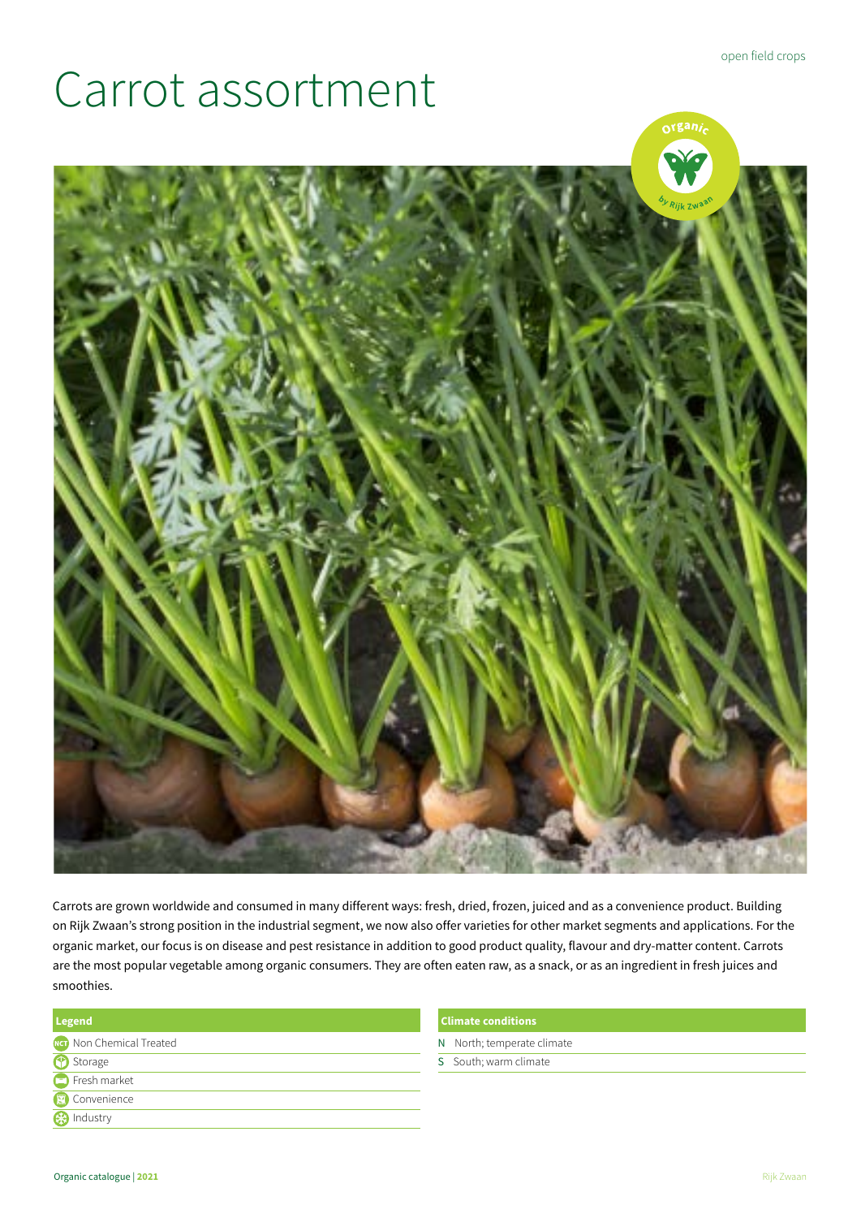# Carrot assortment

Carrots are grown worldwide and consumed in many different ways: fresh, dried, frozen, juiced and as a convenience product. Building on Rijk Zwaan's strong position in the industrial segment, we now also offer varieties for other market segments and applications. For the organic market, our focus is on disease and pest resistance in addition to good product quality, flavour and dry-matter content. Carrots are the most popular vegetable among organic consumers. They are often eaten raw, as a snack, or as an ingredient in fresh juices and smoothies.

| Legend |
| --- |
| NCT Non Chemical Treated |
| Storage |
| Fresh market |
| Convenience |
| Industry |

| Climate conditions | |
| --- | --- |
| N | North; temperate climate |
| S | South; warm climate |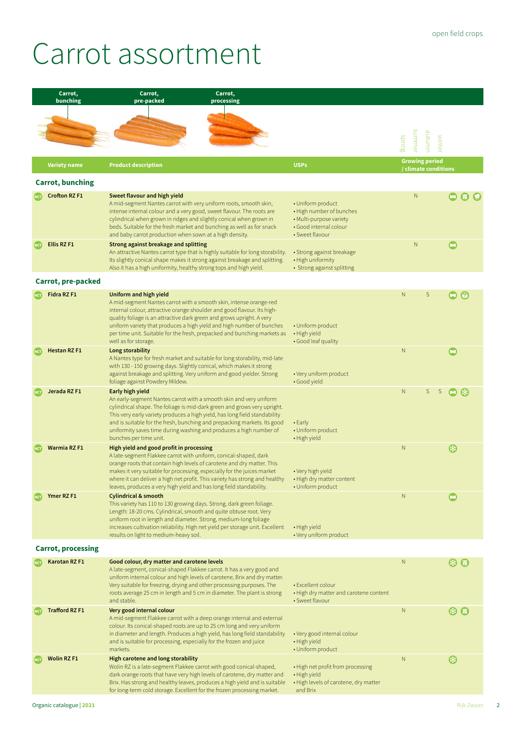# Carrot assortment

Carrot, bunching | Carrot, pre-packed | Carrot, processing

| Variety name | Product description | USPs | spring | summer | autumn | winter | Growing period / climate conditions |
|---|---|---|---|---|---|---|---|
| **Carrot, bunching** | | | | | | | |
| NCT **Crofton RZ F1** | **Sweet flavour and high yield** A mid-segment Nantes carrot with very uniform roots, smooth skin, intense internal colour and a very good, sweet flavour. The roots are cylindrical when grown in ridges and slightly conical when grown in beds. Suitable for the fresh market and bunching as well as for snack and baby carrot production when sown at a high density. | • Uniform product • High number of bunches • Multi-purpose variety • Good internal colour • Sweet flavour | | N | | | |
| NCT **Ellis RZ F1** | **Strong against breakage and splitting** An attractive Nantes carrot type that is highly suitable for long storability. Its slightly conical shape makes it strong against breakage and splitting. Also it has a high uniformity, healthy strong tops and high yield. | • Strong against breakage • High uniformity • Strong against splitting | | N | | | |
| **Carrot, pre-packed** | | | | | | | |
| NCT **Fidra RZ F1** | **Uniform and high yield** A mid-segment Nantes carrot with a smooth skin, intense orange-red internal colour, attractive orange shoulder and good flavour. Its high-quality foliage is an attractive dark green and grows upright. A very uniform variety that produces a high yield and high number of bunches per time unit. Suitable for the fresh, prepacked and bunching markets as well as for storage. | • Uniform product • High yield • Good leaf quality | N | | S | | |
| NCT **Hestan RZ F1** | **Long storability** A Nantes type for fresh market and suitable for long storability, mid-late with 130 - 150 growing days. Slightly conical, which makes it strong against breakage and splitting. Very uniform and good yielder. Strong foliage against Powdery Mildew. | • Very uniform product • Good yield | N | | | | |
| NCT **Jerada RZ F1** | **Early high yield** An early-segment Nantes carrot with a smooth skin and very uniform cylindrical shape. The foliage is mid-dark green and grows very upright. This very early variety produces a high yield, has long field standability and is suitable for the fresh, bunching and prepacking markets. Its good uniformity saves time during washing and produces a high number of bunches per time unit. | • Early • Uniform product • High yield | N | | S | S | |
| NCT **Warmia RZ F1** | **High yield and good profit in processing** A late-segment Flakkee carrot with uniform, conical-shaped, dark orange roots that contain high levels of carotene and dry matter. This makes it very suitable for processing, especially for the juices market where it can deliver a high net profit. This variety has strong and healthy leaves, produces a very high yield and has long field standability. | • Very high yield • High dry matter content • Uniform product | N | | | | |
| NCT **Ymer RZ F1** | **Cylindrical & smooth** This variety has 110 to 130 growing days. Strong, dark green foliage. Length: 18-20 cms. Cylindrical, smooth and quite obtuse root. Very uniform root in length and diameter. Strong, medium-long foliage increases cultivation reliability. High net yield per storage unit. Excellent results on light to medium-heavy soil. | • High yield • Very uniform product | N | | | | |
| **Carrot, processing** | | | | | | | |
| NCT **Karotan RZ F1** | **Good colour, dry matter and carotene levels** A late-segment, conical-shaped Flakkee carrot. It has a very good and uniform internal colour and high levels of carotene, Brix and dry matter. Very suitable for freezing, drying and other processing purposes. The roots average 25 cm in length and 5 cm in diameter. The plant is strong and stable. | • Excellent colour • High dry matter and carotene content • Sweet flavour | N | | | | |
| NCT **Trafford RZ F1** | **Very good internal colour** A mid-segment Flakkee carrot with a deep orange internal and external colour. Its conical-shaped roots are up to 25 cm long and very uniform in diameter and length. Produces a high yield, has long field standability and is suitable for processing, especially for the frozen and juice markets. | • Very good internal colour • High yield • Uniform product | N | | | | |
| NCT **Wolin RZ F1** | **High carotene and long storability** Wolin RZ is a late-segment Flakkee carrot with good conical-shaped, dark orange roots that have very high levels of carotene, dry matter and Brix. Has strong and healthy leaves, produces a high yield and is suitable for long-term cold storage. Excellent for the frozen processing market. | • High net profit from processing • High yield • High levels of carotene, dry matter and Brix | N | | | | |